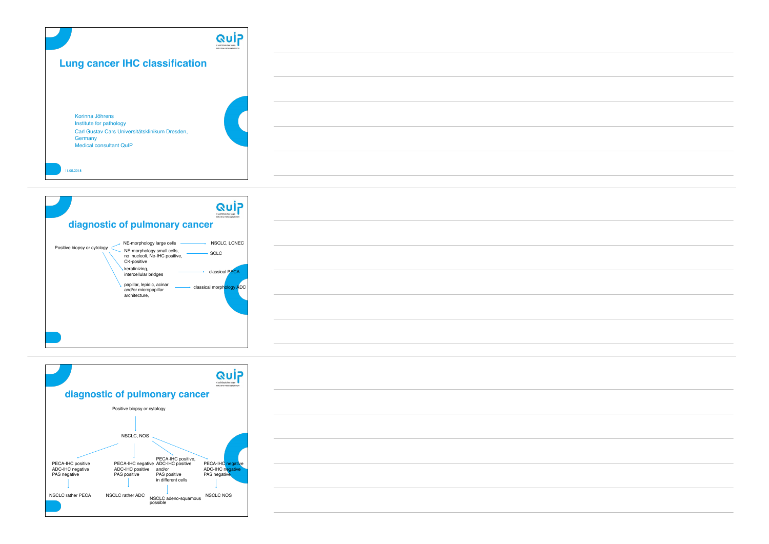# Lung cancer IHC classification

Korinna Jöhrens
Institute for pathology
Carl Gustav Cars Universitätsklinikum Dresden, Germany
Medical consultant QuIP

11.05.2018

## diagnostic of pulmonary cancer

Positive biopsy or cytology

- NE-morphology large cells → NSCLC, LCNEC
- NE-morphology small cells, no nucleoli, Ne-IHC positive, CK-positive → SCLC
- keratinizing, intercellular bridges → classical PECA
- papillar, lepidic, acinar and/or micropapillar architecture, → classical morphology ADC

## diagnostic of pulmonary cancer

Positive biopsy or cytology

↓

NSCLC, NOS

- PECA-IHC positive, ADC-IHC negative, PAS negative → NSCLC rather PECA
- PECA-IHC negative, ADC-IHC positive, PAS positive → NSCLC rather ADC
- PECA-IHC positive, ADC-IHC positive and/or PAS positive in different cells → NSCLC adeno-squamous possible
- PECA-IHC negative, ADC-IHC negative, PAS negative → NSCLC NOS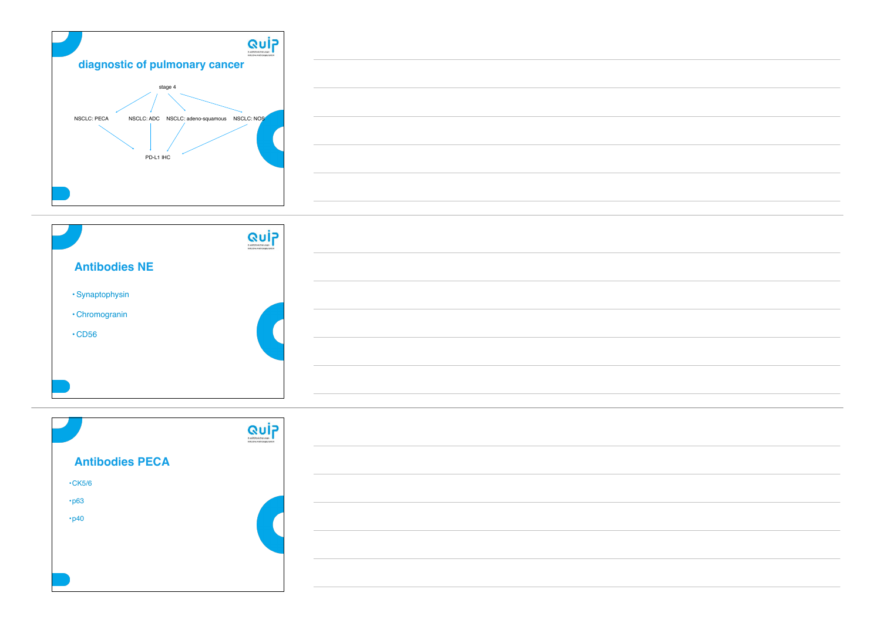## diagnostic of pulmonary cancer

stage 4

NSCLC: PECA — NSCLC: ADC — NSCLC: adeno-squamous — NSCLC: NOS

PD-L1 IHC

## Antibodies NE

- Synaptophysin
- Chromogranin
- CD56

## Antibodies PECA

- CK5/6
- p63
- p40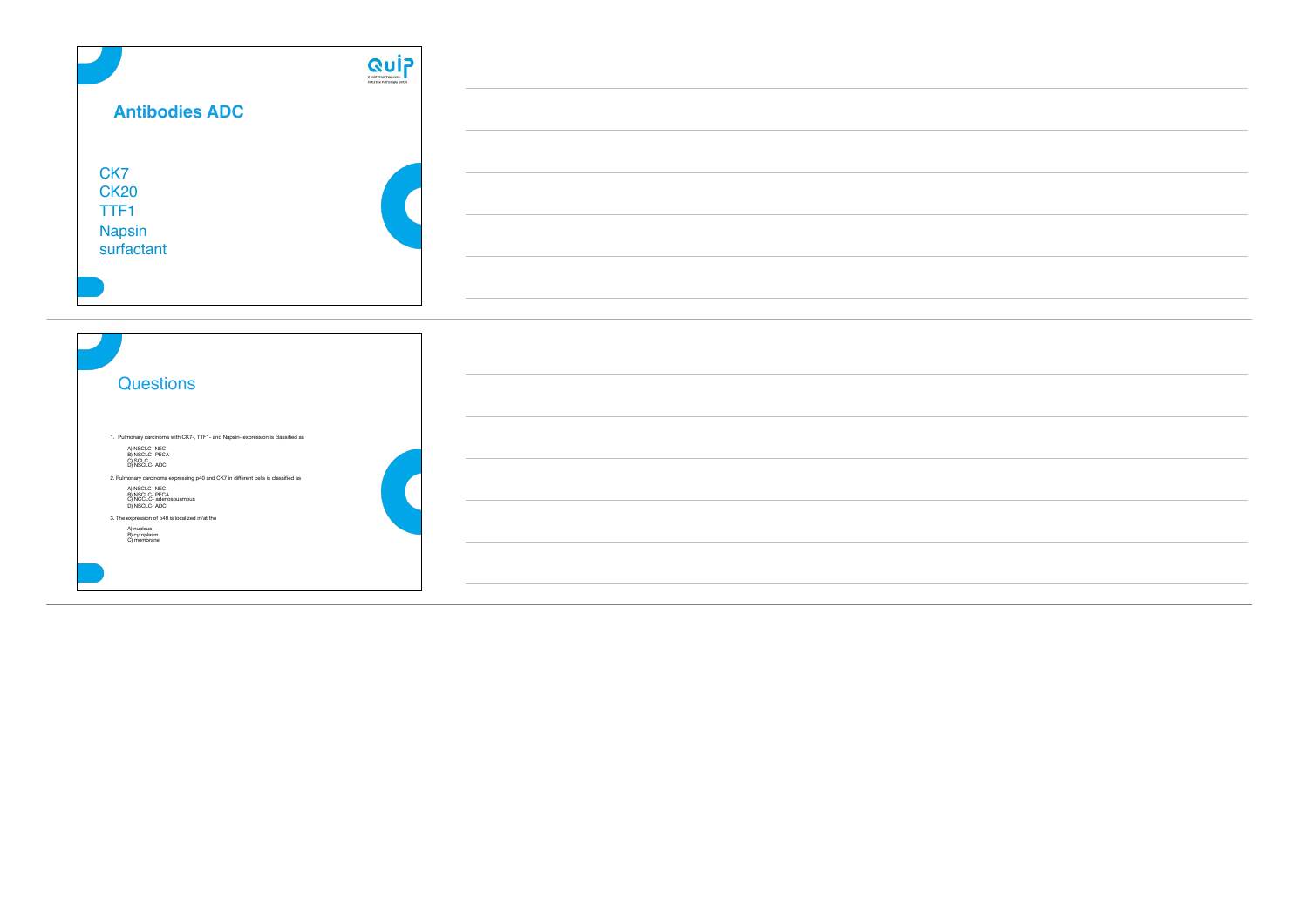## Antibodies ADC

CK7
CK20
TTF1
Napsin
surfactant

## Questions

1. Pulmonary carcinoma with CK7-, TTF1- and Napsin- expression is classified as

   A) NSCLC- NEC
   B) NSCLC- PECA
   C) SCLC
   D) NSCLC- ADC

2. Pulmonary carcinoma expressing p40 and CK7 in different cells is classified as

   A) NSCLC- NEC
   B) NSCLC- PECA
   C) NCCLC- adenosquamous
   D) NSCLC- ADC

3. The expression of p40 is localized in/at the

   A) nucleus
   B) cytoplasm
   C) membrane